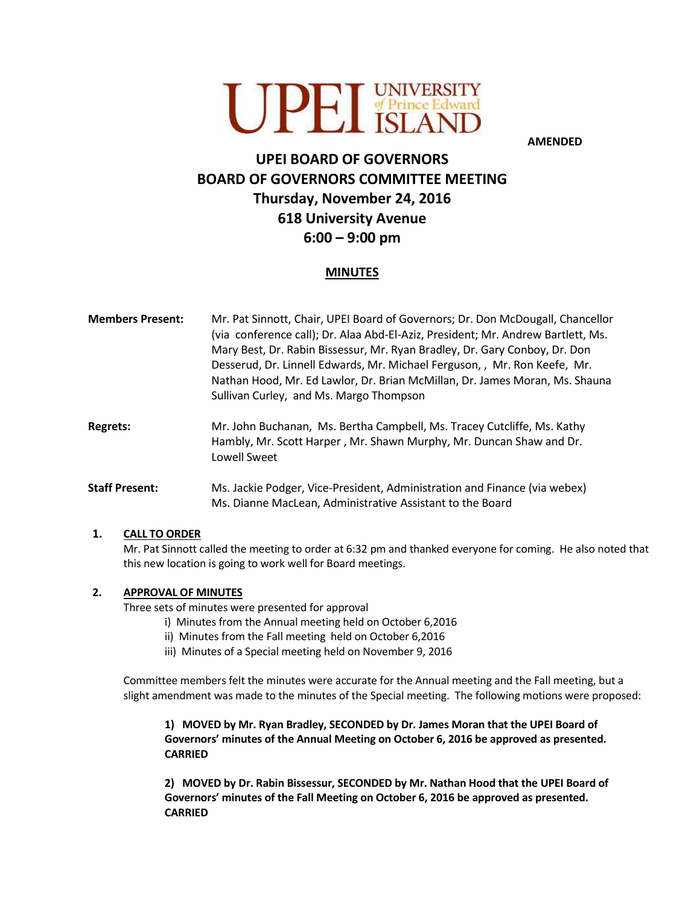UPEI UNIVERSITY of Prince Edward ISLAND

**AMENDED**

# UPEI BOARD OF GOVERNORS
# BOARD OF GOVERNORS COMMITTEE MEETING
# Thursday, November 24, 2016
# 618 University Avenue
# 6:00 – 9:00 pm

## MINUTES

**Members Present:** Mr. Pat Sinnott, Chair, UPEI Board of Governors; Dr. Don McDougall, Chancellor (via conference call); Dr. Alaa Abd-El-Aziz, President; Mr. Andrew Bartlett, Ms. Mary Best, Dr. Rabin Bissessur, Mr. Ryan Bradley, Dr. Gary Conboy, Dr. Don Desserud, Dr. Linnell Edwards, Mr. Michael Ferguson, , Mr. Ron Keefe, Mr. Nathan Hood, Mr. Ed Lawlor, Dr. Brian McMillan, Dr. James Moran, Ms. Shauna Sullivan Curley, and Ms. Margo Thompson

**Regrets:** Mr. John Buchanan, Ms. Bertha Campbell, Ms. Tracey Cutcliffe, Ms. Kathy Hambly, Mr. Scott Harper , Mr. Shawn Murphy, Mr. Duncan Shaw and Dr. Lowell Sweet

**Staff Present:** Ms. Jackie Podger, Vice-President, Administration and Finance (via webex)
Ms. Dianne MacLean, Administrative Assistant to the Board

**1. CALL TO ORDER**

Mr. Pat Sinnott called the meeting to order at 6:32 pm and thanked everyone for coming. He also noted that this new location is going to work well for Board meetings.

**2. APPROVAL OF MINUTES**

Three sets of minutes were presented for approval

i) Minutes from the Annual meeting held on October 6,2016
ii) Minutes from the Fall meeting held on October 6,2016
iii) Minutes of a Special meeting held on November 9, 2016

Committee members felt the minutes were accurate for the Annual meeting and the Fall meeting, but a slight amendment was made to the minutes of the Special meeting. The following motions were proposed:

**1) MOVED by Mr. Ryan Bradley, SECONDED by Dr. James Moran that the UPEI Board of Governors' minutes of the Annual Meeting on October 6, 2016 be approved as presented. CARRIED**

**2) MOVED by Dr. Rabin Bissessur, SECONDED by Mr. Nathan Hood that the UPEI Board of Governors' minutes of the Fall Meeting on October 6, 2016 be approved as presented. CARRIED**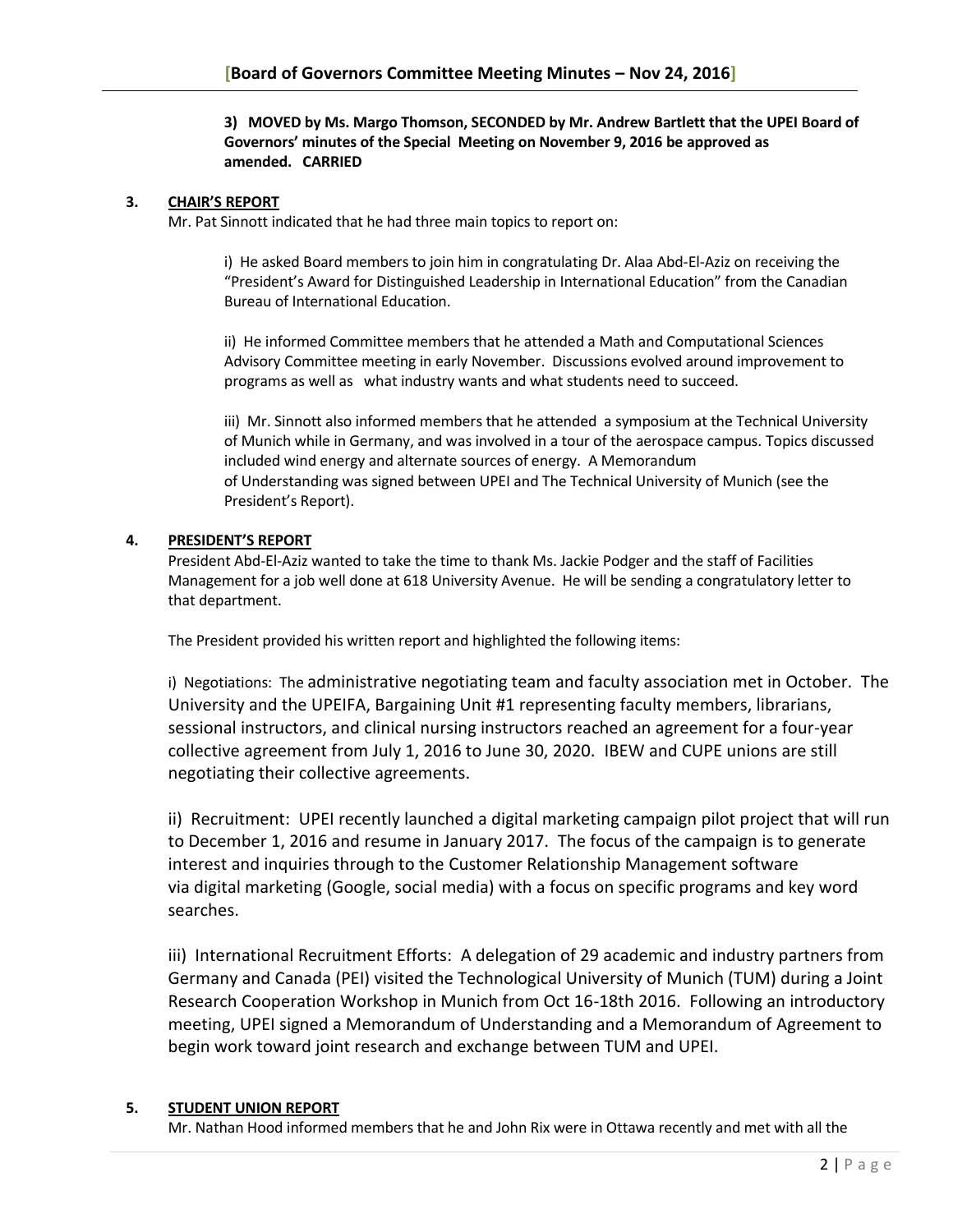**3) MOVED by Ms. Margo Thomson, SECONDED by Mr. Andrew Bartlett that the UPEI Board of Governors' minutes of the Special Meeting on November 9, 2016 be approved as amended. CARRIED**

## 3. CHAIR'S REPORT

Mr. Pat Sinnott indicated that he had three main topics to report on:

i) He asked Board members to join him in congratulating Dr. Alaa Abd-El-Aziz on receiving the "President's Award for Distinguished Leadership in International Education" from the Canadian Bureau of International Education.

ii) He informed Committee members that he attended a Math and Computational Sciences Advisory Committee meeting in early November. Discussions evolved around improvement to programs as well as what industry wants and what students need to succeed.

iii) Mr. Sinnott also informed members that he attended a symposium at the Technical University of Munich while in Germany, and was involved in a tour of the aerospace campus. Topics discussed included wind energy and alternate sources of energy. A Memorandum of Understanding was signed between UPEI and The Technical University of Munich (see the President's Report).

## 4. PRESIDENT'S REPORT

President Abd-El-Aziz wanted to take the time to thank Ms. Jackie Podger and the staff of Facilities Management for a job well done at 618 University Avenue. He will be sending a congratulatory letter to that department.

The President provided his written report and highlighted the following items:

i) Negotiations: The administrative negotiating team and faculty association met in October. The University and the UPEIFA, Bargaining Unit #1 representing faculty members, librarians, sessional instructors, and clinical nursing instructors reached an agreement for a four-year collective agreement from July 1, 2016 to June 30, 2020. IBEW and CUPE unions are still negotiating their collective agreements.

ii) Recruitment: UPEI recently launched a digital marketing campaign pilot project that will run to December 1, 2016 and resume in January 2017. The focus of the campaign is to generate interest and inquiries through to the Customer Relationship Management software via digital marketing (Google, social media) with a focus on specific programs and key word searches.

iii) International Recruitment Efforts: A delegation of 29 academic and industry partners from Germany and Canada (PEI) visited the Technological University of Munich (TUM) during a Joint Research Cooperation Workshop in Munich from Oct 16-18th 2016. Following an introductory meeting, UPEI signed a Memorandum of Understanding and a Memorandum of Agreement to begin work toward joint research and exchange between TUM and UPEI.

## 5. STUDENT UNION REPORT

Mr. Nathan Hood informed members that he and John Rix were in Ottawa recently and met with all the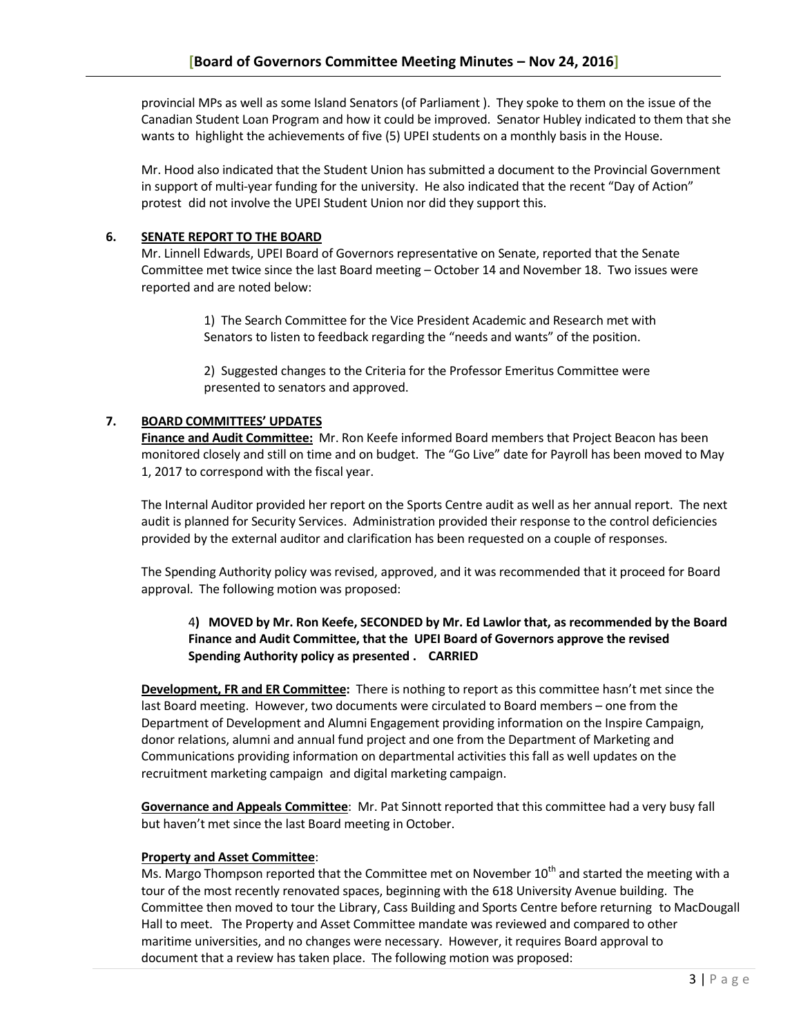provincial MPs as well as some Island Senators (of Parliament ). They spoke to them on the issue of the Canadian Student Loan Program and how it could be improved. Senator Hubley indicated to them that she wants to highlight the achievements of five (5) UPEI students on a monthly basis in the House.

Mr. Hood also indicated that the Student Union has submitted a document to the Provincial Government in support of multi-year funding for the university. He also indicated that the recent "Day of Action" protest did not involve the UPEI Student Union nor did they support this.

## 6. SENATE REPORT TO THE BOARD

Mr. Linnell Edwards, UPEI Board of Governors representative on Senate, reported that the Senate Committee met twice since the last Board meeting – October 14 and November 18. Two issues were reported and are noted below:

> 1) The Search Committee for the Vice President Academic and Research met with Senators to listen to feedback regarding the "needs and wants" of the position.
>
> 2) Suggested changes to the Criteria for the Professor Emeritus Committee were presented to senators and approved.

## 7. BOARD COMMITTEES' UPDATES

**Finance and Audit Committee:** Mr. Ron Keefe informed Board members that Project Beacon has been monitored closely and still on time and on budget. The "Go Live" date for Payroll has been moved to May 1, 2017 to correspond with the fiscal year.

The Internal Auditor provided her report on the Sports Centre audit as well as her annual report. The next audit is planned for Security Services. Administration provided their response to the control deficiencies provided by the external auditor and clarification has been requested on a couple of responses.

The Spending Authority policy was revised, approved, and it was recommended that it proceed for Board approval. The following motion was proposed:

> 4**) MOVED by Mr. Ron Keefe, SECONDED by Mr. Ed Lawlor that, as recommended by the Board Finance and Audit Committee, that the UPEI Board of Governors approve the revised Spending Authority policy as presented . CARRIED**

**Development, FR and ER Committee:** There is nothing to report as this committee hasn't met since the last Board meeting. However, two documents were circulated to Board members – one from the Department of Development and Alumni Engagement providing information on the Inspire Campaign, donor relations, alumni and annual fund project and one from the Department of Marketing and Communications providing information on departmental activities this fall as well updates on the recruitment marketing campaign and digital marketing campaign.

**Governance and Appeals Committee**: Mr. Pat Sinnott reported that this committee had a very busy fall but haven't met since the last Board meeting in October.

**Property and Asset Committee**:

Ms. Margo Thompson reported that the Committee met on November 10th and started the meeting with a tour of the most recently renovated spaces, beginning with the 618 University Avenue building. The Committee then moved to tour the Library, Cass Building and Sports Centre before returning to MacDougall Hall to meet. The Property and Asset Committee mandate was reviewed and compared to other maritime universities, and no changes were necessary. However, it requires Board approval to document that a review has taken place. The following motion was proposed: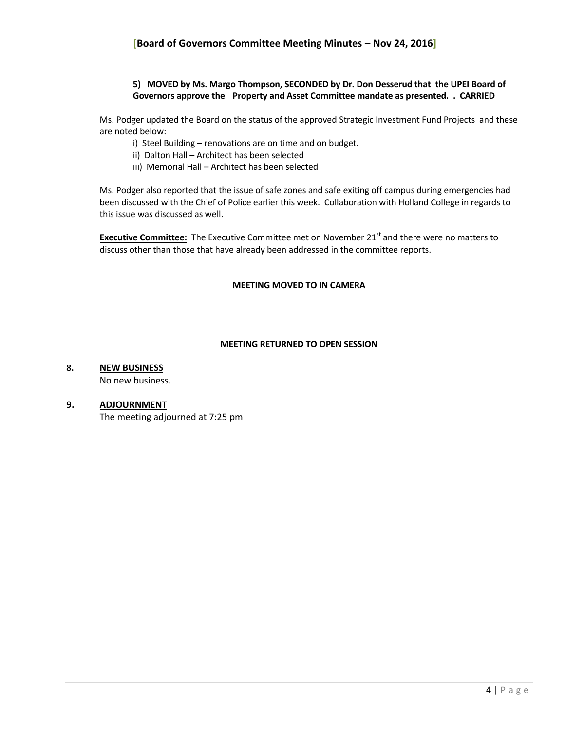**5) MOVED by Ms. Margo Thompson, SECONDED by Dr. Don Desserud that the UPEI Board of Governors approve the Property and Asset Committee mandate as presented. . CARRIED**

Ms. Podger updated the Board on the status of the approved Strategic Investment Fund Projects and these are noted below:

i) Steel Building – renovations are on time and on budget.
ii) Dalton Hall – Architect has been selected
iii) Memorial Hall – Architect has been selected

Ms. Podger also reported that the issue of safe zones and safe exiting off campus during emergencies had been discussed with the Chief of Police earlier this week. Collaboration with Holland College in regards to this issue was discussed as well.

**Executive Committee:** The Executive Committee met on November 21st and there were no matters to discuss other than those that have already been addressed in the committee reports.

**MEETING MOVED TO IN CAMERA**

**MEETING RETURNED TO OPEN SESSION**

## 8. NEW BUSINESS

No new business.

## 9. ADJOURNMENT

The meeting adjourned at 7:25 pm